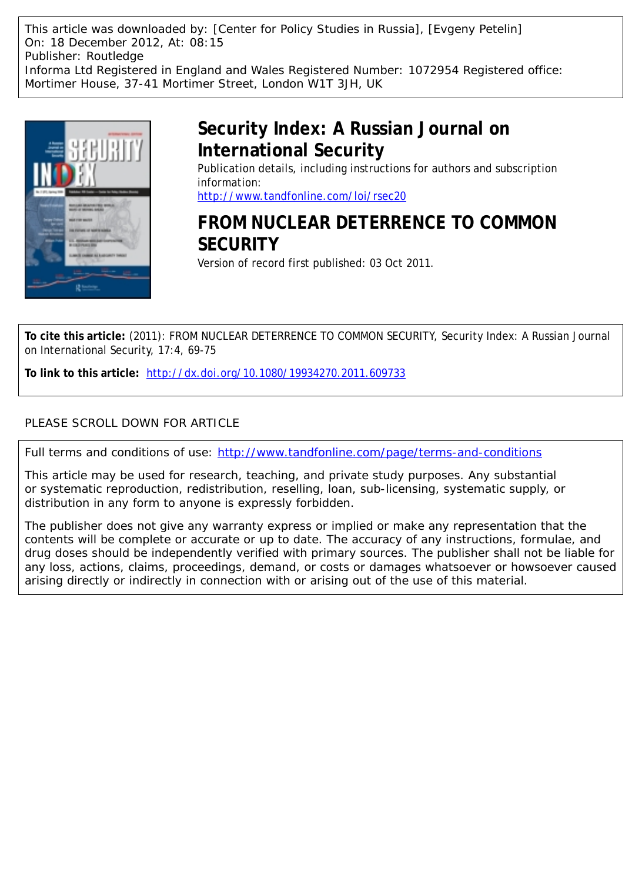This article was downloaded by: [Center for Policy Studies in Russia], [Evgeny Petelin]
On: 18 December 2012, At: 08:15
Publisher: Routledge
Informa Ltd Registered in England and Wales Registered Number: 1072954 Registered office: Mortimer House, 37-41 Mortimer Street, London W1T 3JH, UK

# Security Index: A Russian Journal on International Security

Publication details, including instructions for authors and subscription information:
http://www.tandfonline.com/loi/rsec20

# FROM NUCLEAR DETERRENCE TO COMMON SECURITY

Version of record first published: 03 Oct 2011.

**To cite this article:** (2011): FROM NUCLEAR DETERRENCE TO COMMON SECURITY, Security Index: A Russian Journal on International Security, 17:4, 69-75

**To link to this article:** http://dx.doi.org/10.1080/19934270.2011.609733

PLEASE SCROLL DOWN FOR ARTICLE

Full terms and conditions of use: http://www.tandfonline.com/page/terms-and-conditions

This article may be used for research, teaching, and private study purposes. Any substantial or systematic reproduction, redistribution, reselling, loan, sub-licensing, systematic supply, or distribution in any form to anyone is expressly forbidden.

The publisher does not give any warranty express or implied or make any representation that the contents will be complete or accurate or up to date. The accuracy of any instructions, formulae, and drug doses should be independently verified with primary sources. The publisher shall not be liable for any loss, actions, claims, proceedings, demand, or costs or damages whatsoever or howsoever caused arising directly or indirectly in connection with or arising out of the use of this material.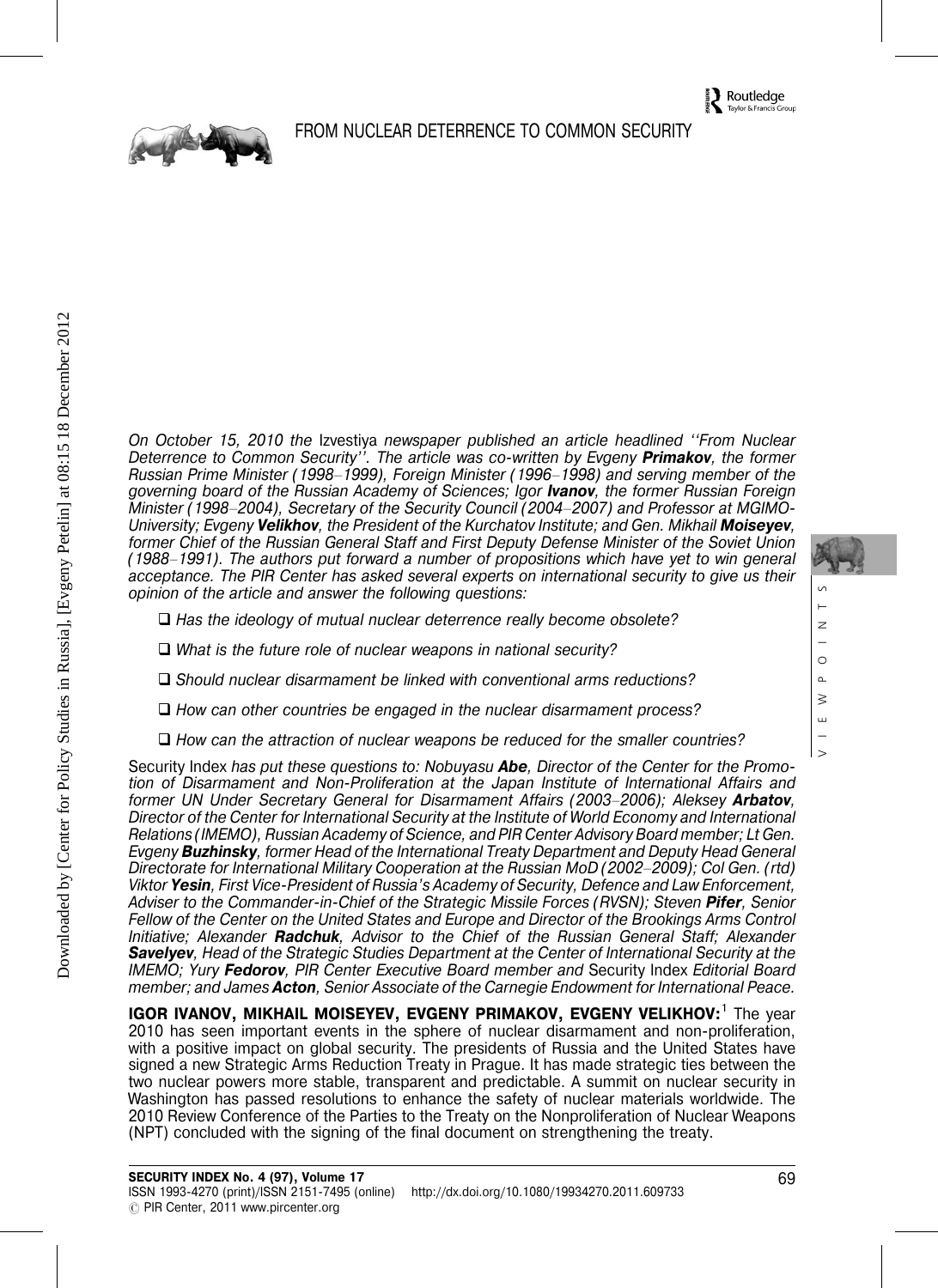# FROM NUCLEAR DETERRENCE TO COMMON SECURITY

*On October 15, 2010 the* Izvestiya *newspaper published an article headlined ''From Nuclear Deterrence to Common Security''. The article was co-written by Evgeny* ***Primakov****, the former Russian Prime Minister (1998–1999), Foreign Minister (1996–1998) and serving member of the governing board of the Russian Academy of Sciences; Igor* ***Ivanov****, the former Russian Foreign Minister (1998–2004), Secretary of the Security Council (2004–2007) and Professor at MGIMO-University; Evgeny* ***Velikhov****, the President of the Kurchatov Institute; and Gen. Mikhail* ***Moiseyev****, former Chief of the Russian General Staff and First Deputy Defense Minister of the Soviet Union (1988–1991). The authors put forward a number of propositions which have yet to win general acceptance. The PIR Center has asked several experts on international security to give us their opinion of the article and answer the following questions:*

- *Has the ideology of mutual nuclear deterrence really become obsolete?*
- *What is the future role of nuclear weapons in national security?*
- *Should nuclear disarmament be linked with conventional arms reductions?*
- *How can other countries be engaged in the nuclear disarmament process?*
- *How can the attraction of nuclear weapons be reduced for the smaller countries?*

Security Index *has put these questions to: Nobuyasu* ***Abe****, Director of the Center for the Promotion of Disarmament and Non-Proliferation at the Japan Institute of International Affairs and former UN Under Secretary General for Disarmament Affairs (2003–2006); Aleksey* ***Arbatov****, Director of the Center for International Security at the Institute of World Economy and International Relations (IMEMO), Russian Academy of Science, and PIR Center Advisory Board member; Lt Gen. Evgeny* ***Buzhinsky****, former Head of the International Treaty Department and Deputy Head General Directorate for International Military Cooperation at the Russian MoD (2002–2009); Col Gen. (rtd) Viktor* ***Yesin****, First Vice-President of Russia's Academy of Security, Defence and Law Enforcement, Adviser to the Commander-in-Chief of the Strategic Missile Forces (RVSN); Steven* ***Pifer****, Senior Fellow of the Center on the United States and Europe and Director of the Brookings Arms Control Initiative; Alexander* ***Radchuk****, Advisor to the Chief of the Russian General Staff; Alexander* ***Savelyev****, Head of the Strategic Studies Department at the Center of International Security at the IMEMO; Yury* ***Fedorov****, PIR Center Executive Board member and* Security Index *Editorial Board member; and James* ***Acton****, Senior Associate of the Carnegie Endowment for International Peace.*

**IGOR IVANOV, MIKHAIL MOISEYEV, EVGENY PRIMAKOV, EVGENY VELIKHOV:**[1] The year 2010 has seen important events in the sphere of nuclear disarmament and non-proliferation, with a positive impact on global security. The presidents of Russia and the United States have signed a new Strategic Arms Reduction Treaty in Prague. It has made strategic ties between the two nuclear powers more stable, transparent and predictable. A summit on nuclear security in Washington has passed resolutions to enhance the safety of nuclear materials worldwide. The 2010 Review Conference of the Parties to the Treaty on the Nonproliferation of Nuclear Weapons (NPT) concluded with the signing of the final document on strengthening the treaty.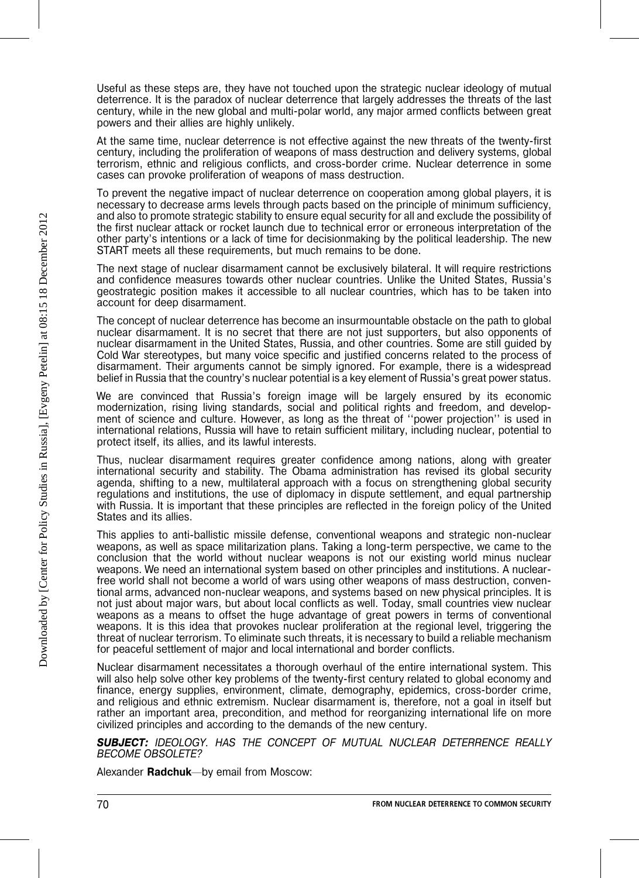Useful as these steps are, they have not touched upon the strategic nuclear ideology of mutual deterrence. It is the paradox of nuclear deterrence that largely addresses the threats of the last century, while in the new global and multi-polar world, any major armed conflicts between great powers and their allies are highly unlikely.

At the same time, nuclear deterrence is not effective against the new threats of the twenty-first century, including the proliferation of weapons of mass destruction and delivery systems, global terrorism, ethnic and religious conflicts, and cross-border crime. Nuclear deterrence in some cases can provoke proliferation of weapons of mass destruction.

To prevent the negative impact of nuclear deterrence on cooperation among global players, it is necessary to decrease arms levels through pacts based on the principle of minimum sufficiency, and also to promote strategic stability to ensure equal security for all and exclude the possibility of the first nuclear attack or rocket launch due to technical error or erroneous interpretation of the other party's intentions or a lack of time for decisionmaking by the political leadership. The new START meets all these requirements, but much remains to be done.

The next stage of nuclear disarmament cannot be exclusively bilateral. It will require restrictions and confidence measures towards other nuclear countries. Unlike the United States, Russia's geostrategic position makes it accessible to all nuclear countries, which has to be taken into account for deep disarmament.

The concept of nuclear deterrence has become an insurmountable obstacle on the path to global nuclear disarmament. It is no secret that there are not just supporters, but also opponents of nuclear disarmament in the United States, Russia, and other countries. Some are still guided by Cold War stereotypes, but many voice specific and justified concerns related to the process of disarmament. Their arguments cannot be simply ignored. For example, there is a widespread belief in Russia that the country's nuclear potential is a key element of Russia's great power status.

We are convinced that Russia's foreign image will be largely ensured by its economic modernization, rising living standards, social and political rights and freedom, and development of science and culture. However, as long as the threat of ''power projection'' is used in international relations, Russia will have to retain sufficient military, including nuclear, potential to protect itself, its allies, and its lawful interests.

Thus, nuclear disarmament requires greater confidence among nations, along with greater international security and stability. The Obama administration has revised its global security agenda, shifting to a new, multilateral approach with a focus on strengthening global security regulations and institutions, the use of diplomacy in dispute settlement, and equal partnership with Russia. It is important that these principles are reflected in the foreign policy of the United States and its allies.

This applies to anti-ballistic missile defense, conventional weapons and strategic non-nuclear weapons, as well as space militarization plans. Taking a long-term perspective, we came to the conclusion that the world without nuclear weapons is not our existing world minus nuclear weapons. We need an international system based on other principles and institutions. A nuclear-free world shall not become a world of wars using other weapons of mass destruction, conventional arms, advanced non-nuclear weapons, and systems based on new physical principles. It is not just about major wars, but about local conflicts as well. Today, small countries view nuclear weapons as a means to offset the huge advantage of great powers in terms of conventional weapons. It is this idea that provokes nuclear proliferation at the regional level, triggering the threat of nuclear terrorism. To eliminate such threats, it is necessary to build a reliable mechanism for peaceful settlement of major and local international and border conflicts.

Nuclear disarmament necessitates a thorough overhaul of the entire international system. This will also help solve other key problems of the twenty-first century related to global economy and finance, energy supplies, environment, climate, demography, epidemics, cross-border crime, and religious and ethnic extremism. Nuclear disarmament is, therefore, not a goal in itself but rather an important area, precondition, and method for reorganizing international life on more civilized principles and according to the demands of the new century.

***SUBJECT:*** *IDEOLOGY. HAS THE CONCEPT OF MUTUAL NUCLEAR DETERRENCE REALLY BECOME OBSOLETE?*

Alexander **Radchuk**—by email from Moscow: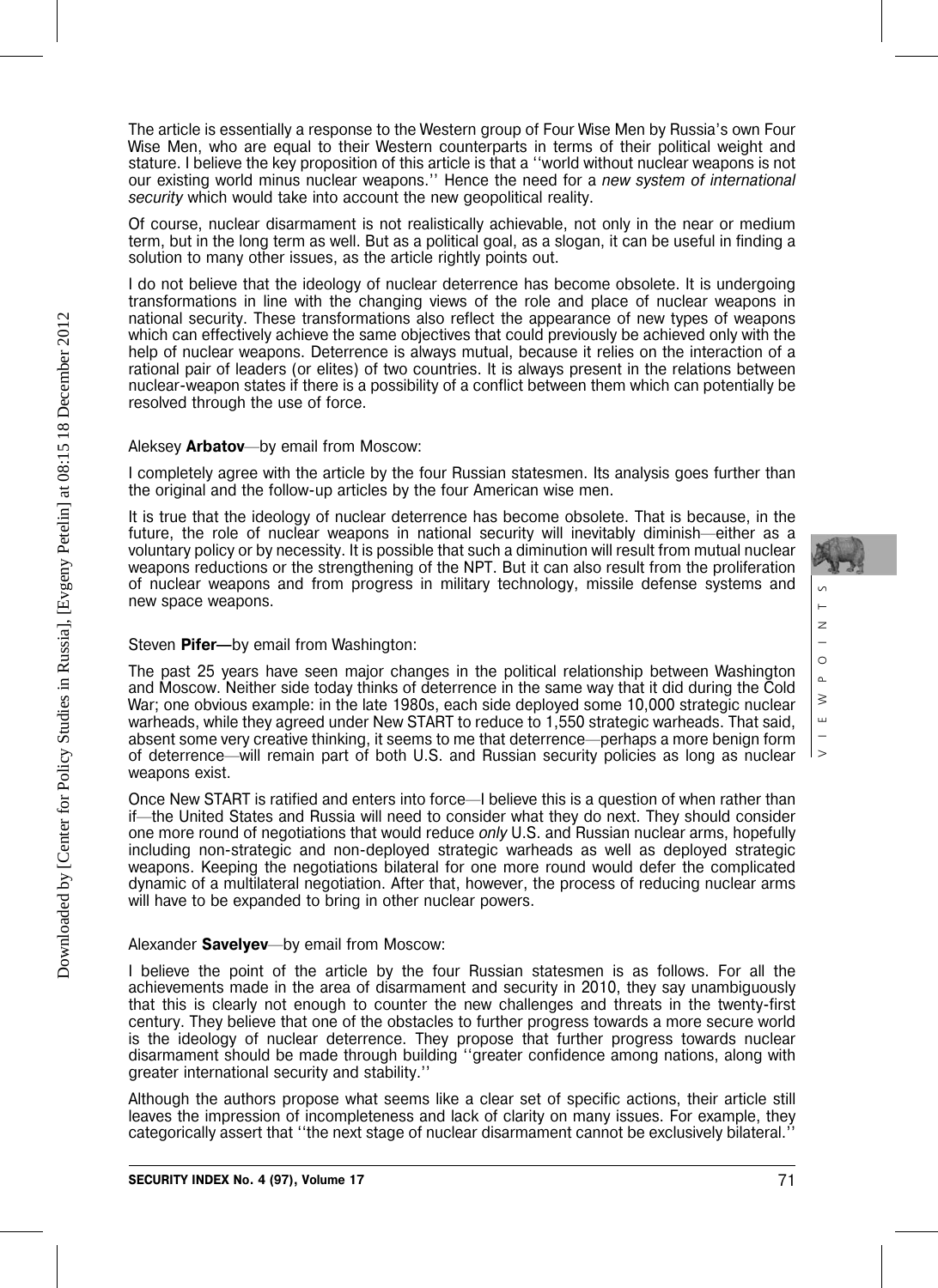The article is essentially a response to the Western group of Four Wise Men by Russia's own Four Wise Men, who are equal to their Western counterparts in terms of their political weight and stature. I believe the key proposition of this article is that a ''world without nuclear weapons is not our existing world minus nuclear weapons.'' Hence the need for a *new system of international security* which would take into account the new geopolitical reality.

Of course, nuclear disarmament is not realistically achievable, not only in the near or medium term, but in the long term as well. But as a political goal, as a slogan, it can be useful in finding a solution to many other issues, as the article rightly points out.

I do not believe that the ideology of nuclear deterrence has become obsolete. It is undergoing transformations in line with the changing views of the role and place of nuclear weapons in national security. These transformations also reflect the appearance of new types of weapons which can effectively achieve the same objectives that could previously be achieved only with the help of nuclear weapons. Deterrence is always mutual, because it relies on the interaction of a rational pair of leaders (or elites) of two countries. It is always present in the relations between nuclear-weapon states if there is a possibility of a conflict between them which can potentially be resolved through the use of force.

Aleksey **Arbatov**—by email from Moscow:

I completely agree with the article by the four Russian statesmen. Its analysis goes further than the original and the follow-up articles by the four American wise men.

It is true that the ideology of nuclear deterrence has become obsolete. That is because, in the future, the role of nuclear weapons in national security will inevitably diminish—either as a voluntary policy or by necessity. It is possible that such a diminution will result from mutual nuclear weapons reductions or the strengthening of the NPT. But it can also result from the proliferation of nuclear weapons and from progress in military technology, missile defense systems and new space weapons.

Steven **Pifer—**by email from Washington:

The past 25 years have seen major changes in the political relationship between Washington and Moscow. Neither side today thinks of deterrence in the same way that it did during the Cold War; one obvious example: in the late 1980s, each side deployed some 10,000 strategic nuclear warheads, while they agreed under New START to reduce to 1,550 strategic warheads. That said, absent some very creative thinking, it seems to me that deterrence—perhaps a more benign form of deterrence—will remain part of both U.S. and Russian security policies as long as nuclear weapons exist.

Once New START is ratified and enters into force—I believe this is a question of when rather than if—the United States and Russia will need to consider what they do next. They should consider one more round of negotiations that would reduce *only* U.S. and Russian nuclear arms, hopefully including non-strategic and non-deployed strategic warheads as well as deployed strategic weapons. Keeping the negotiations bilateral for one more round would defer the complicated dynamic of a multilateral negotiation. After that, however, the process of reducing nuclear arms will have to be expanded to bring in other nuclear powers.

Alexander **Savelyev**—by email from Moscow:

I believe the point of the article by the four Russian statesmen is as follows. For all the achievements made in the area of disarmament and security in 2010, they say unambiguously that this is clearly not enough to counter the new challenges and threats in the twenty-first century. They believe that one of the obstacles to further progress towards a more secure world is the ideology of nuclear deterrence. They propose that further progress towards nuclear disarmament should be made through building ''greater confidence among nations, along with greater international security and stability.''

Although the authors propose what seems like a clear set of specific actions, their article still leaves the impression of incompleteness and lack of clarity on many issues. For example, they categorically assert that ''the next stage of nuclear disarmament cannot be exclusively bilateral.''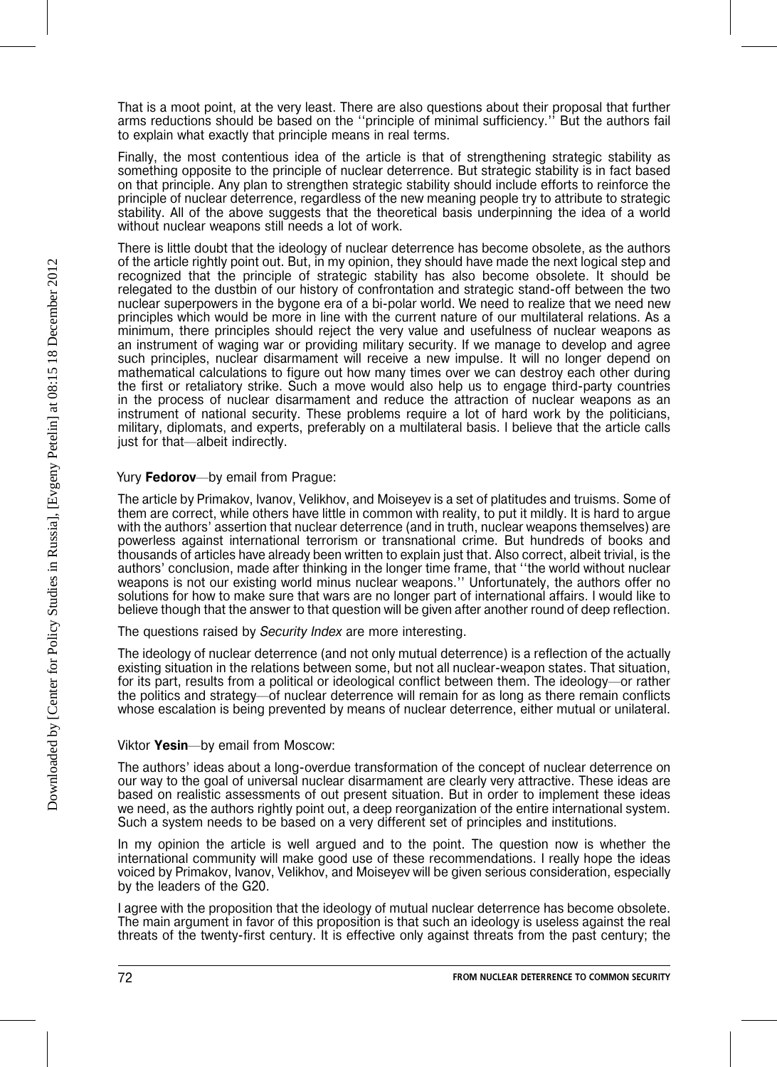That is a moot point, at the very least. There are also questions about their proposal that further arms reductions should be based on the ''principle of minimal sufficiency.'' But the authors fail to explain what exactly that principle means in real terms.

Finally, the most contentious idea of the article is that of strengthening strategic stability as something opposite to the principle of nuclear deterrence. But strategic stability is in fact based on that principle. Any plan to strengthen strategic stability should include efforts to reinforce the principle of nuclear deterrence, regardless of the new meaning people try to attribute to strategic stability. All of the above suggests that the theoretical basis underpinning the idea of a world without nuclear weapons still needs a lot of work.

There is little doubt that the ideology of nuclear deterrence has become obsolete, as the authors of the article rightly point out. But, in my opinion, they should have made the next logical step and recognized that the principle of strategic stability has also become obsolete. It should be relegated to the dustbin of our history of confrontation and strategic stand-off between the two nuclear superpowers in the bygone era of a bi-polar world. We need to realize that we need new principles which would be more in line with the current nature of our multilateral relations. As a minimum, there principles should reject the very value and usefulness of nuclear weapons as an instrument of waging war or providing military security. If we manage to develop and agree such principles, nuclear disarmament will receive a new impulse. It will no longer depend on mathematical calculations to figure out how many times over we can destroy each other during the first or retaliatory strike. Such a move would also help us to engage third-party countries in the process of nuclear disarmament and reduce the attraction of nuclear weapons as an instrument of national security. These problems require a lot of hard work by the politicians, military, diplomats, and experts, preferably on a multilateral basis. I believe that the article calls just for that—albeit indirectly.

Yury **Fedorov**—by email from Prague:

The article by Primakov, Ivanov, Velikhov, and Moiseyev is a set of platitudes and truisms. Some of them are correct, while others have little in common with reality, to put it mildly. It is hard to argue with the authors' assertion that nuclear deterrence (and in truth, nuclear weapons themselves) are powerless against international terrorism or transnational crime. But hundreds of books and thousands of articles have already been written to explain just that. Also correct, albeit trivial, is the authors' conclusion, made after thinking in the longer time frame, that ''the world without nuclear weapons is not our existing world minus nuclear weapons.'' Unfortunately, the authors offer no solutions for how to make sure that wars are no longer part of international affairs. I would like to believe though that the answer to that question will be given after another round of deep reflection.

The questions raised by *Security Index* are more interesting.

The ideology of nuclear deterrence (and not only mutual deterrence) is a reflection of the actually existing situation in the relations between some, but not all nuclear-weapon states. That situation, for its part, results from a political or ideological conflict between them. The ideology—or rather the politics and strategy—of nuclear deterrence will remain for as long as there remain conflicts whose escalation is being prevented by means of nuclear deterrence, either mutual or unilateral.

Viktor **Yesin**—by email from Moscow:

The authors' ideas about a long-overdue transformation of the concept of nuclear deterrence on our way to the goal of universal nuclear disarmament are clearly very attractive. These ideas are based on realistic assessments of out present situation. But in order to implement these ideas we need, as the authors rightly point out, a deep reorganization of the entire international system. Such a system needs to be based on a very different set of principles and institutions.

In my opinion the article is well argued and to the point. The question now is whether the international community will make good use of these recommendations. I really hope the ideas voiced by Primakov, Ivanov, Velikhov, and Moiseyev will be given serious consideration, especially by the leaders of the G20.

I agree with the proposition that the ideology of mutual nuclear deterrence has become obsolete. The main argument in favor of this proposition is that such an ideology is useless against the real threats of the twenty-first century. It is effective only against threats from the past century; the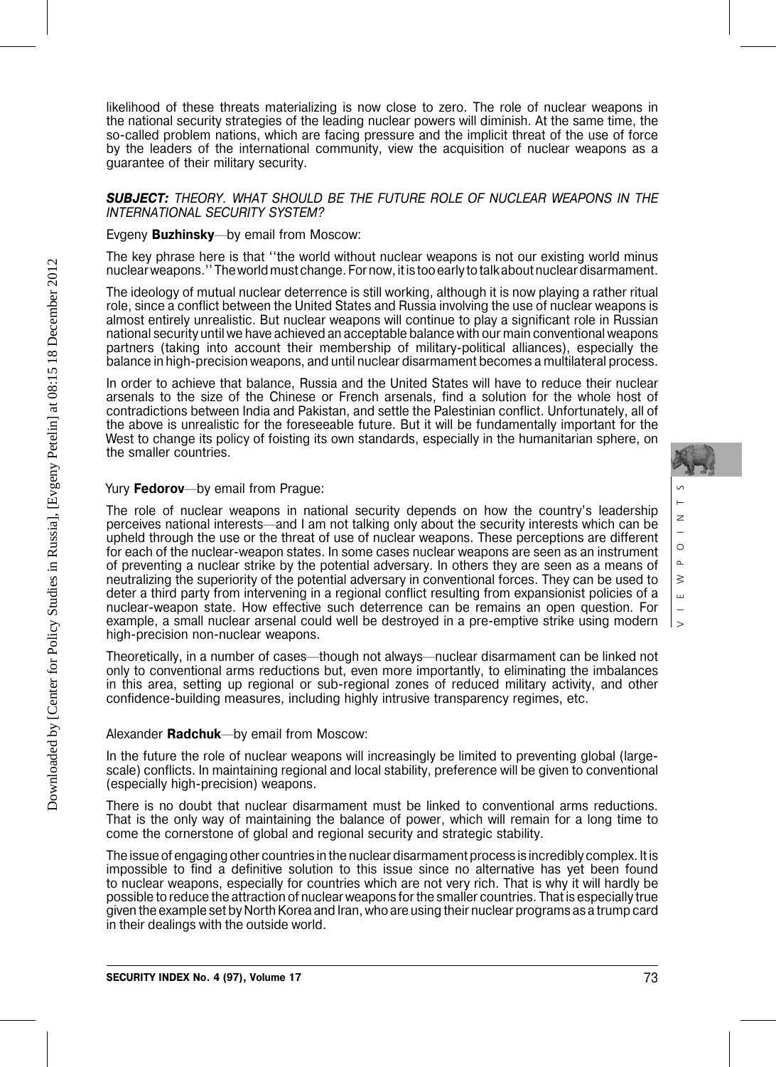likelihood of these threats materializing is now close to zero. The role of nuclear weapons in the national security strategies of the leading nuclear powers will diminish. At the same time, the so-called problem nations, which are facing pressure and the implicit threat of the use of force by the leaders of the international community, view the acquisition of nuclear weapons as a guarantee of their military security.

***SUBJECT:*** *THEORY. WHAT SHOULD BE THE FUTURE ROLE OF NUCLEAR WEAPONS IN THE INTERNATIONAL SECURITY SYSTEM?*

Evgeny **Buzhinsky**—by email from Moscow:

The key phrase here is that ''the world without nuclear weapons is not our existing world minus nuclear weapons.'' The world must change. For now, it is too early to talk about nuclear disarmament.

The ideology of mutual nuclear deterrence is still working, although it is now playing a rather ritual role, since a conflict between the United States and Russia involving the use of nuclear weapons is almost entirely unrealistic. But nuclear weapons will continue to play a significant role in Russian national security until we have achieved an acceptable balance with our main conventional weapons partners (taking into account their membership of military-political alliances), especially the balance in high-precision weapons, and until nuclear disarmament becomes a multilateral process.

In order to achieve that balance, Russia and the United States will have to reduce their nuclear arsenals to the size of the Chinese or French arsenals, find a solution for the whole host of contradictions between India and Pakistan, and settle the Palestinian conflict. Unfortunately, all of the above is unrealistic for the foreseeable future. But it will be fundamentally important for the West to change its policy of foisting its own standards, especially in the humanitarian sphere, on the smaller countries.

Yury **Fedorov**—by email from Prague:

The role of nuclear weapons in national security depends on how the country's leadership perceives national interests—and I am not talking only about the security interests which can be upheld through the use or the threat of use of nuclear weapons. These perceptions are different for each of the nuclear-weapon states. In some cases nuclear weapons are seen as an instrument of preventing a nuclear strike by the potential adversary. In others they are seen as a means of neutralizing the superiority of the potential adversary in conventional forces. They can be used to deter a third party from intervening in a regional conflict resulting from expansionist policies of a nuclear-weapon state. How effective such deterrence can be remains an open question. For example, a small nuclear arsenal could well be destroyed in a pre-emptive strike using modern high-precision non-nuclear weapons.

Theoretically, in a number of cases—though not always—nuclear disarmament can be linked not only to conventional arms reductions but, even more importantly, to eliminating the imbalances in this area, setting up regional or sub-regional zones of reduced military activity, and other confidence-building measures, including highly intrusive transparency regimes, etc.

Alexander **Radchuk**—by email from Moscow:

In the future the role of nuclear weapons will increasingly be limited to preventing global (large-scale) conflicts. In maintaining regional and local stability, preference will be given to conventional (especially high-precision) weapons.

There is no doubt that nuclear disarmament must be linked to conventional arms reductions. That is the only way of maintaining the balance of power, which will remain for a long time to come the cornerstone of global and regional security and strategic stability.

The issue of engaging other countries in the nuclear disarmament process is incredibly complex. It is impossible to find a definitive solution to this issue since no alternative has yet been found to nuclear weapons, especially for countries which are not very rich. That is why it will hardly be possible to reduce the attraction of nuclear weapons for the smaller countries. That is especially true given the example set by North Korea and Iran, who are using their nuclear programs as a trump card in their dealings with the outside world.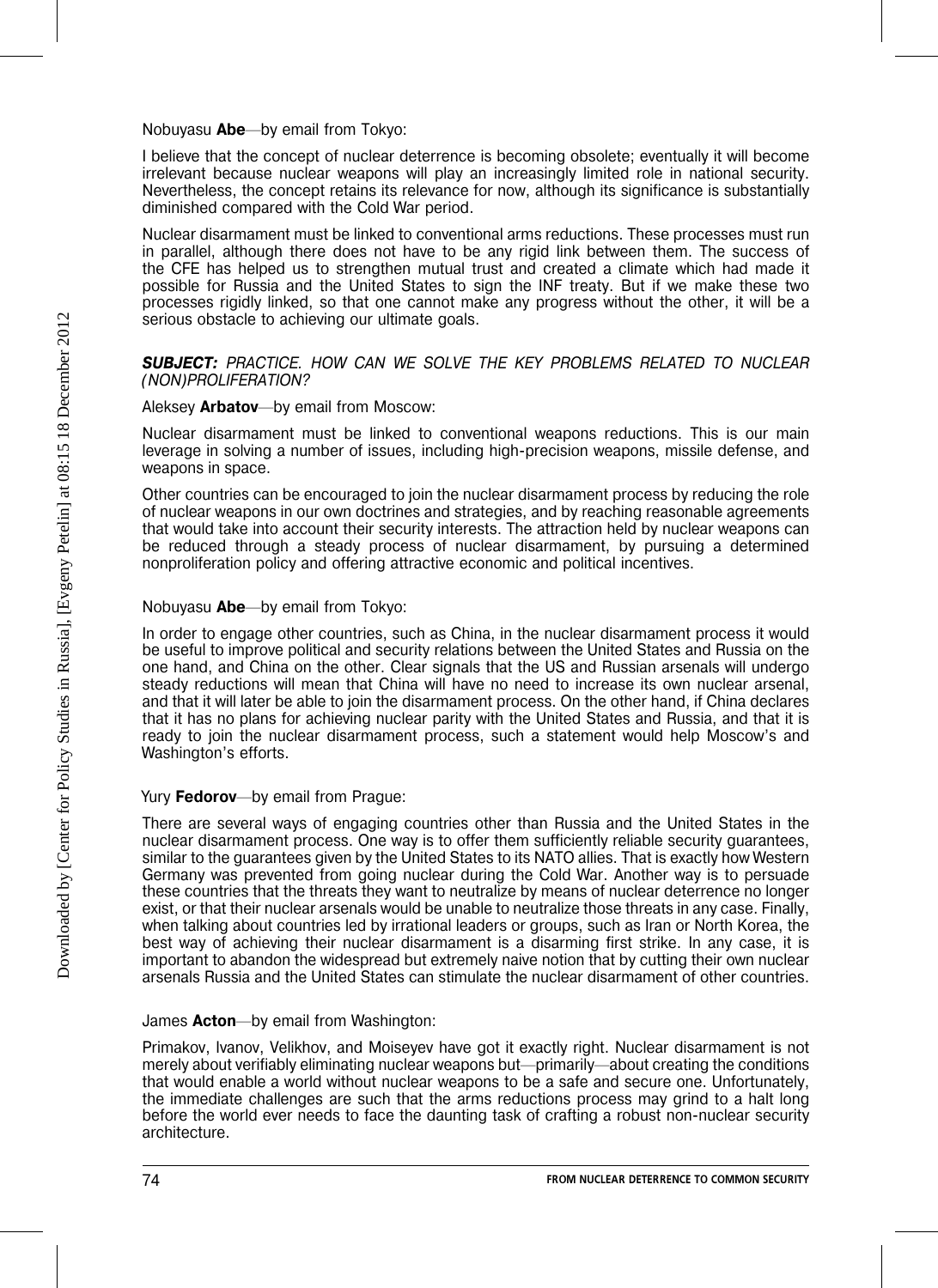Nobuyasu **Abe**—by email from Tokyo:

I believe that the concept of nuclear deterrence is becoming obsolete; eventually it will become irrelevant because nuclear weapons will play an increasingly limited role in national security. Nevertheless, the concept retains its relevance for now, although its significance is substantially diminished compared with the Cold War period.

Nuclear disarmament must be linked to conventional arms reductions. These processes must run in parallel, although there does not have to be any rigid link between them. The success of the CFE has helped us to strengthen mutual trust and created a climate which had made it possible for Russia and the United States to sign the INF treaty. But if we make these two processes rigidly linked, so that one cannot make any progress without the other, it will be a serious obstacle to achieving our ultimate goals.

***SUBJECT:*** *PRACTICE. HOW CAN WE SOLVE THE KEY PROBLEMS RELATED TO NUCLEAR (NON)PROLIFERATION?*

Aleksey **Arbatov**—by email from Moscow:

Nuclear disarmament must be linked to conventional weapons reductions. This is our main leverage in solving a number of issues, including high-precision weapons, missile defense, and weapons in space.

Other countries can be encouraged to join the nuclear disarmament process by reducing the role of nuclear weapons in our own doctrines and strategies, and by reaching reasonable agreements that would take into account their security interests. The attraction held by nuclear weapons can be reduced through a steady process of nuclear disarmament, by pursuing a determined nonproliferation policy and offering attractive economic and political incentives.

Nobuyasu **Abe**—by email from Tokyo:

In order to engage other countries, such as China, in the nuclear disarmament process it would be useful to improve political and security relations between the United States and Russia on the one hand, and China on the other. Clear signals that the US and Russian arsenals will undergo steady reductions will mean that China will have no need to increase its own nuclear arsenal, and that it will later be able to join the disarmament process. On the other hand, if China declares that it has no plans for achieving nuclear parity with the United States and Russia, and that it is ready to join the nuclear disarmament process, such a statement would help Moscow's and Washington's efforts.

Yury **Fedorov**—by email from Prague:

There are several ways of engaging countries other than Russia and the United States in the nuclear disarmament process. One way is to offer them sufficiently reliable security guarantees, similar to the guarantees given by the United States to its NATO allies. That is exactly how Western Germany was prevented from going nuclear during the Cold War. Another way is to persuade these countries that the threats they want to neutralize by means of nuclear deterrence no longer exist, or that their nuclear arsenals would be unable to neutralize those threats in any case. Finally, when talking about countries led by irrational leaders or groups, such as Iran or North Korea, the best way of achieving their nuclear disarmament is a disarming first strike. In any case, it is important to abandon the widespread but extremely naive notion that by cutting their own nuclear arsenals Russia and the United States can stimulate the nuclear disarmament of other countries.

James **Acton**—by email from Washington:

Primakov, Ivanov, Velikhov, and Moiseyev have got it exactly right. Nuclear disarmament is not merely about verifiably eliminating nuclear weapons but—primarily—about creating the conditions that would enable a world without nuclear weapons to be a safe and secure one. Unfortunately, the immediate challenges are such that the arms reductions process may grind to a halt long before the world ever needs to face the daunting task of crafting a robust non-nuclear security architecture.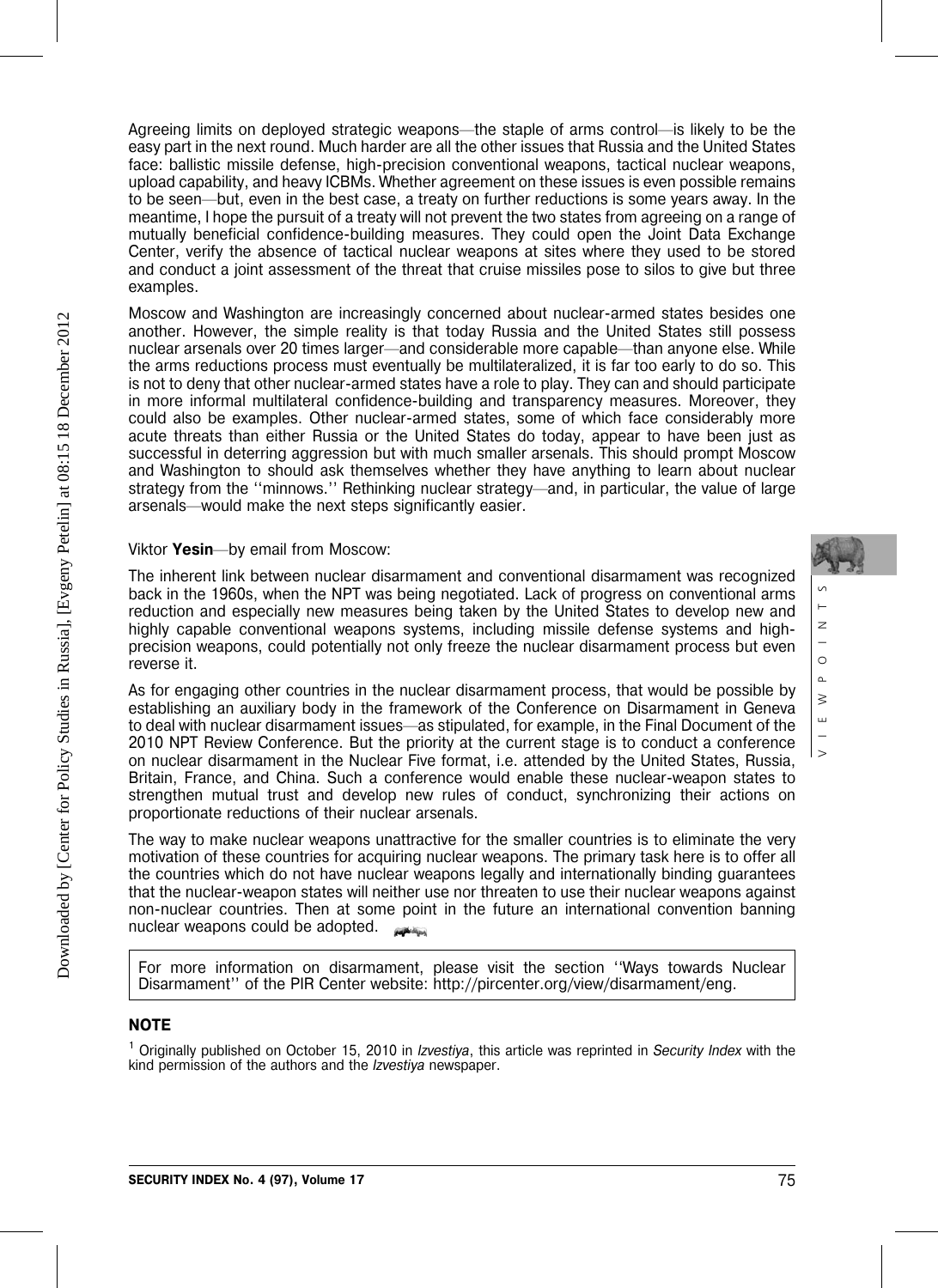Agreeing limits on deployed strategic weapons—the staple of arms control—is likely to be the easy part in the next round. Much harder are all the other issues that Russia and the United States face: ballistic missile defense, high-precision conventional weapons, tactical nuclear weapons, upload capability, and heavy ICBMs. Whether agreement on these issues is even possible remains to be seen—but, even in the best case, a treaty on further reductions is some years away. In the meantime, I hope the pursuit of a treaty will not prevent the two states from agreeing on a range of mutually beneficial confidence-building measures. They could open the Joint Data Exchange Center, verify the absence of tactical nuclear weapons at sites where they used to be stored and conduct a joint assessment of the threat that cruise missiles pose to silos to give but three examples.

Moscow and Washington are increasingly concerned about nuclear-armed states besides one another. However, the simple reality is that today Russia and the United States still possess nuclear arsenals over 20 times larger—and considerable more capable—than anyone else. While the arms reductions process must eventually be multilateralized, it is far too early to do so. This is not to deny that other nuclear-armed states have a role to play. They can and should participate in more informal multilateral confidence-building and transparency measures. Moreover, they could also be examples. Other nuclear-armed states, some of which face considerably more acute threats than either Russia or the United States do today, appear to have been just as successful in deterring aggression but with much smaller arsenals. This should prompt Moscow and Washington to should ask themselves whether they have anything to learn about nuclear strategy from the ''minnows.'' Rethinking nuclear strategy—and, in particular, the value of large arsenals—would make the next steps significantly easier.

Viktor **Yesin**—by email from Moscow:

The inherent link between nuclear disarmament and conventional disarmament was recognized back in the 1960s, when the NPT was being negotiated. Lack of progress on conventional arms reduction and especially new measures being taken by the United States to develop new and highly capable conventional weapons systems, including missile defense systems and high-precision weapons, could potentially not only freeze the nuclear disarmament process but even reverse it.

As for engaging other countries in the nuclear disarmament process, that would be possible by establishing an auxiliary body in the framework of the Conference on Disarmament in Geneva to deal with nuclear disarmament issues—as stipulated, for example, in the Final Document of the 2010 NPT Review Conference. But the priority at the current stage is to conduct a conference on nuclear disarmament in the Nuclear Five format, i.e. attended by the United States, Russia, Britain, France, and China. Such a conference would enable these nuclear-weapon states to strengthen mutual trust and develop new rules of conduct, synchronizing their actions on proportionate reductions of their nuclear arsenals.

The way to make nuclear weapons unattractive for the smaller countries is to eliminate the very motivation of these countries for acquiring nuclear weapons. The primary task here is to offer all the countries which do not have nuclear weapons legally and internationally binding guarantees that the nuclear-weapon states will neither use nor threaten to use their nuclear weapons against non-nuclear countries. Then at some point in the future an international convention banning nuclear weapons could be adopted.

For more information on disarmament, please visit the section ''Ways towards Nuclear Disarmament'' of the PIR Center website: http://pircenter.org/view/disarmament/eng.

## NOTE

[1] Originally published on October 15, 2010 in *Izvestiya*, this article was reprinted in *Security Index* with the kind permission of the authors and the *Izvestiya* newspaper.